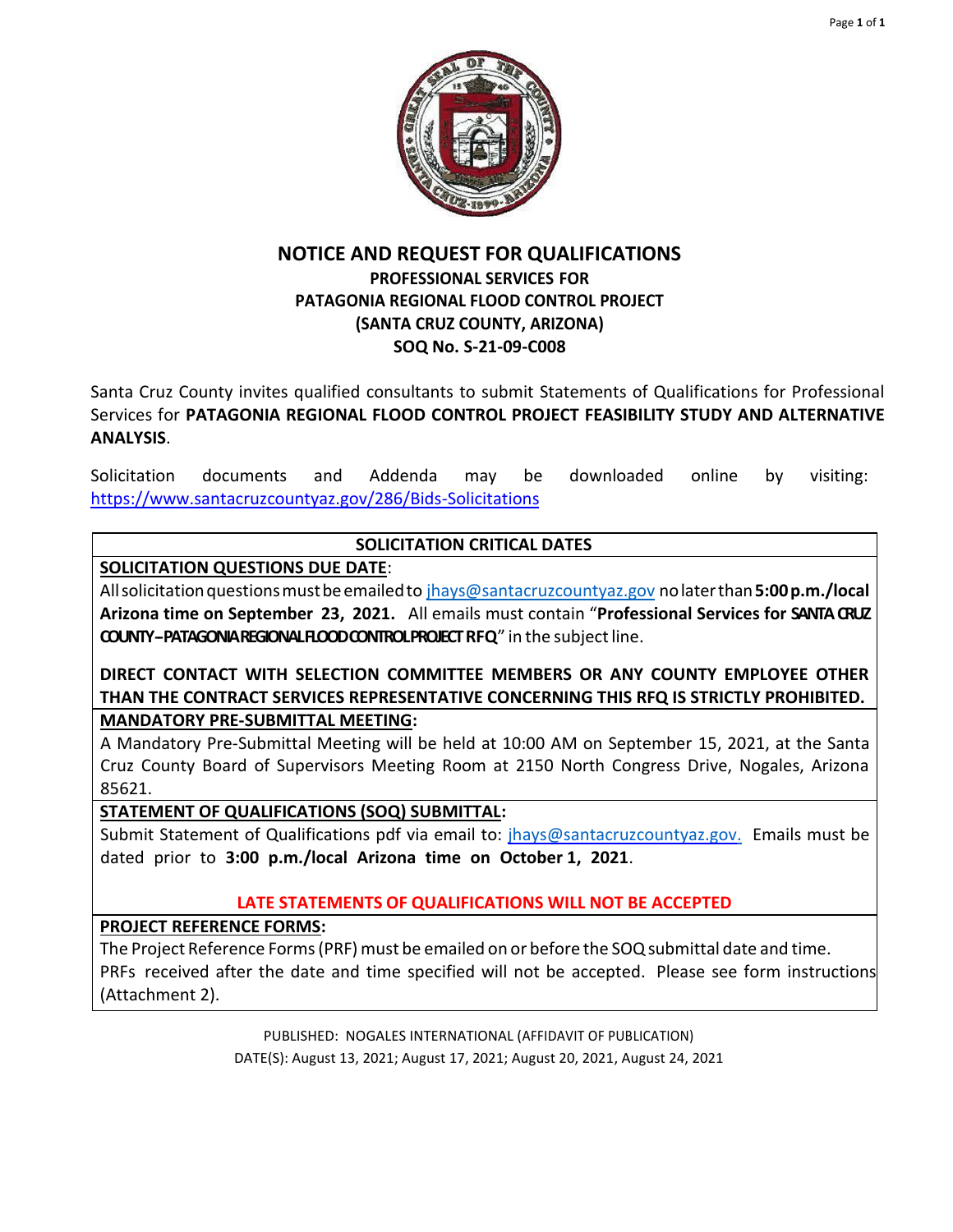# NOTICE AND REQUEST FOR QUALIFICATIONS

## PROFESSIONAL SERVICES FOR PATAGONIA REGIONAL FLOOD CONTROL PROJECT (SANTA CRUZ COUNTY, ARIZONA) SOQ No. S-21-09-C008

Santa Cruz County invites qualified consultants to submit Statements of Qualifications for Professional Services for **PATAGONIA REGIONAL FLOOD CONTROL PROJECT FEASIBILITY STUDY AND ALTERNATIVE ANALYSIS**.

Solicitation documents and Addenda may be downloaded online by visiting: https://www.santacruzcountyaz.gov/286/Bids-Solicitations

| SOLICITATION CRITICAL DATES |
|---|
| **SOLICITATION QUESTIONS DUE DATE**: All solicitation questions must be emailed to jhays@santacruzcountyaz.gov no later than **5:00 p.m./local Arizona time on September 23, 2021.** All emails must contain "**Professional Services for SANTA CRUZ COUNTY – PATAGONIA REGIONAL FLOOD CONTROL PROJECT RFQ**" in the subject line.<br><br>**DIRECT CONTACT WITH SELECTION COMMITTEE MEMBERS OR ANY COUNTY EMPLOYEE OTHER THAN THE CONTRACT SERVICES REPRESENTATIVE CONCERNING THIS RFQ IS STRICTLY PROHIBITED.** |
| **MANDATORY PRE-SUBMITTAL MEETING:** A Mandatory Pre-Submittal Meeting will be held at 10:00 AM on September 15, 2021, at the Santa Cruz County Board of Supervisors Meeting Room at 2150 North Congress Drive, Nogales, Arizona 85621. |
| **STATEMENT OF QUALIFICATIONS (SOQ) SUBMITTAL:** Submit Statement of Qualifications pdf via email to: jhays@santacruzcountyaz.gov. Emails must be dated prior to **3:00 p.m./local Arizona time on October 1, 2021**.<br><br>**LATE STATEMENTS OF QUALIFICATIONS WILL NOT BE ACCEPTED** |
| **PROJECT REFERENCE FORMS:** The Project Reference Forms (PRF) must be emailed on or before the SOQ submittal date and time. PRFs received after the date and time specified will not be accepted. Please see form instructions (Attachment 2). |

PUBLISHED: NOGALES INTERNATIONAL (AFFIDAVIT OF PUBLICATION)
DATE(S): August 13, 2021; August 17, 2021; August 20, 2021, August 24, 2021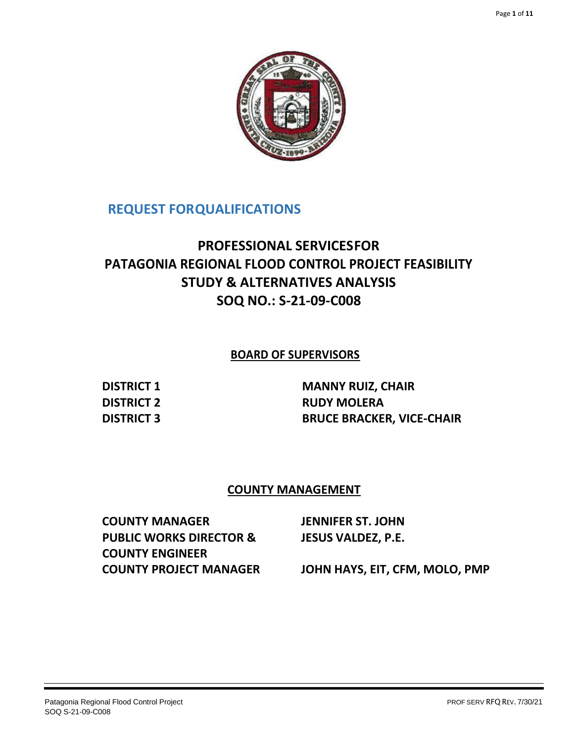# REQUEST FORQUALIFICATIONS

## PROFESSIONAL SERVICESFOR PATAGONIA REGIONAL FLOOD CONTROL PROJECT FEASIBILITY STUDY & ALTERNATIVES ANALYSIS SOQ NO.: S-21-09-C008

### BOARD OF SUPERVISORS

| | |
|---|---|
| **DISTRICT 1** | **MANNY RUIZ, CHAIR** |
| **DISTRICT 2** | **RUDY MOLERA** |
| **DISTRICT 3** | **BRUCE BRACKER, VICE-CHAIR** |

### COUNTY MANAGEMENT

| | |
|---|---|
| **COUNTY MANAGER** | **JENNIFER ST. JOHN** |
| **PUBLIC WORKS DIRECTOR & COUNTY ENGINEER** | **JESUS VALDEZ, P.E.** |
| **COUNTY PROJECT MANAGER** | **JOHN HAYS, EIT, CFM, MOLO, PMP** |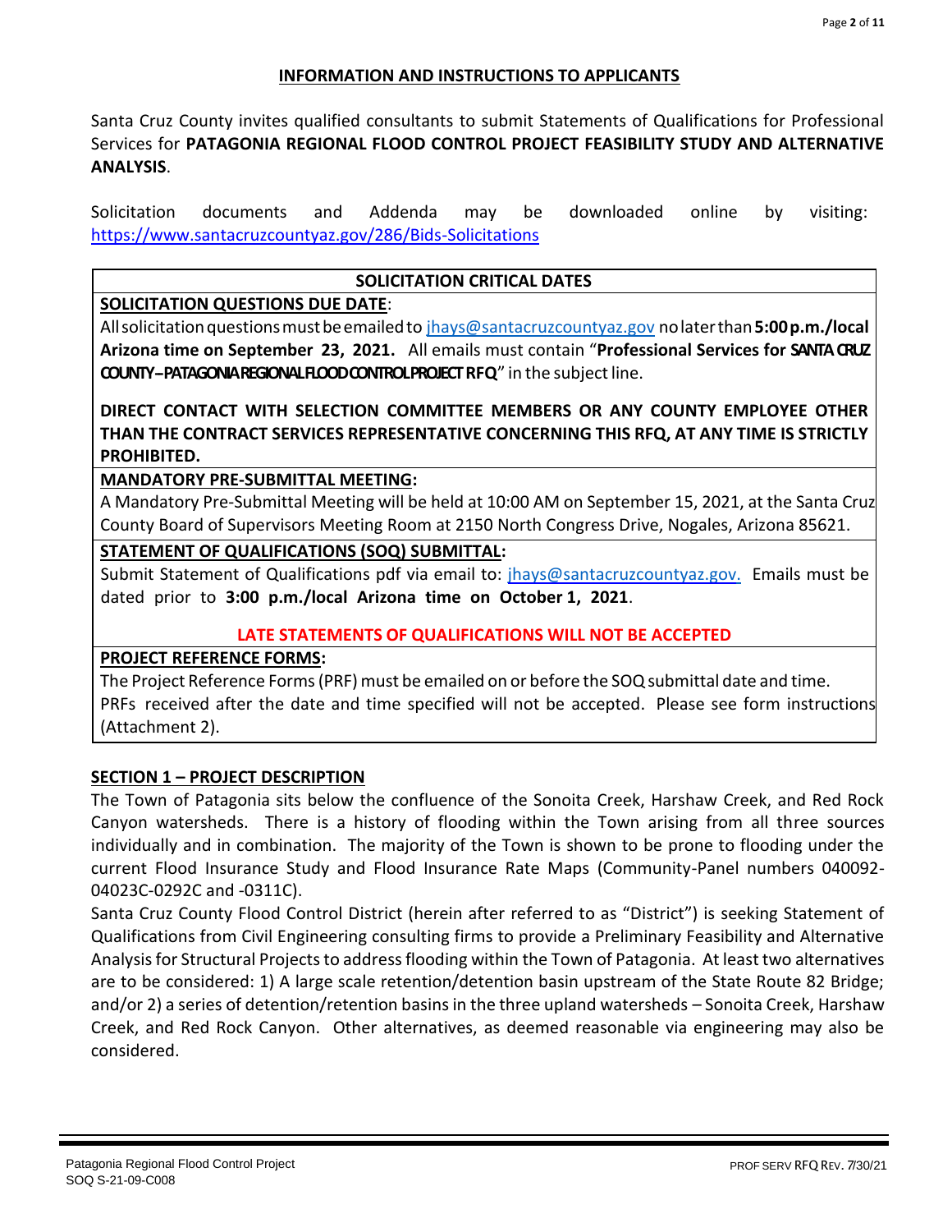## INFORMATION AND INSTRUCTIONS TO APPLICANTS

Santa Cruz County invites qualified consultants to submit Statements of Qualifications for Professional Services for **PATAGONIA REGIONAL FLOOD CONTROL PROJECT FEASIBILITY STUDY AND ALTERNATIVE ANALYSIS**.

Solicitation documents and Addenda may be downloaded online by visiting: https://www.santacruzcountyaz.gov/286/Bids-Solicitations

| SOLICITATION CRITICAL DATES |
|---|
| **SOLICITATION QUESTIONS DUE DATE**: All solicitation questions must be emailed to jhays@santacruzcountyaz.gov no later than **5:00 p.m./local Arizona time on September 23, 2021.** All emails must contain "**Professional Services for SANTA CRUZ COUNTY – PATAGONIA REGIONAL FLOOD CONTROL PROJECT RFQ**" in the subject line. **DIRECT CONTACT WITH SELECTION COMMITTEE MEMBERS OR ANY COUNTY EMPLOYEE OTHER THAN THE CONTRACT SERVICES REPRESENTATIVE CONCERNING THIS RFQ, AT ANY TIME IS STRICTLY PROHIBITED.** |
| **MANDATORY PRE-SUBMITTAL MEETING:** A Mandatory Pre-Submittal Meeting will be held at 10:00 AM on September 15, 2021, at the Santa Cruz County Board of Supervisors Meeting Room at 2150 North Congress Drive, Nogales, Arizona 85621. |
| **STATEMENT OF QUALIFICATIONS (SOQ) SUBMITTAL:** Submit Statement of Qualifications pdf via email to: jhays@santacruzcountyaz.gov. Emails must be dated prior to **3:00 p.m./local Arizona time on October 1, 2021**. **LATE STATEMENTS OF QUALIFICATIONS WILL NOT BE ACCEPTED** |
| **PROJECT REFERENCE FORMS:** The Project Reference Forms (PRF) must be emailed on or before the SOQ submittal date and time. PRFs received after the date and time specified will not be accepted. Please see form instructions (Attachment 2). |

### SECTION 1 – PROJECT DESCRIPTION

The Town of Patagonia sits below the confluence of the Sonoita Creek, Harshaw Creek, and Red Rock Canyon watersheds. There is a history of flooding within the Town arising from all three sources individually and in combination. The majority of the Town is shown to be prone to flooding under the current Flood Insurance Study and Flood Insurance Rate Maps (Community-Panel numbers 040092-04023C-0292C and -0311C).

Santa Cruz County Flood Control District (herein after referred to as "District") is seeking Statement of Qualifications from Civil Engineering consulting firms to provide a Preliminary Feasibility and Alternative Analysis for Structural Projects to address flooding within the Town of Patagonia. At least two alternatives are to be considered: 1) A large scale retention/detention basin upstream of the State Route 82 Bridge; and/or 2) a series of detention/retention basins in the three upland watersheds – Sonoita Creek, Harshaw Creek, and Red Rock Canyon. Other alternatives, as deemed reasonable via engineering may also be considered.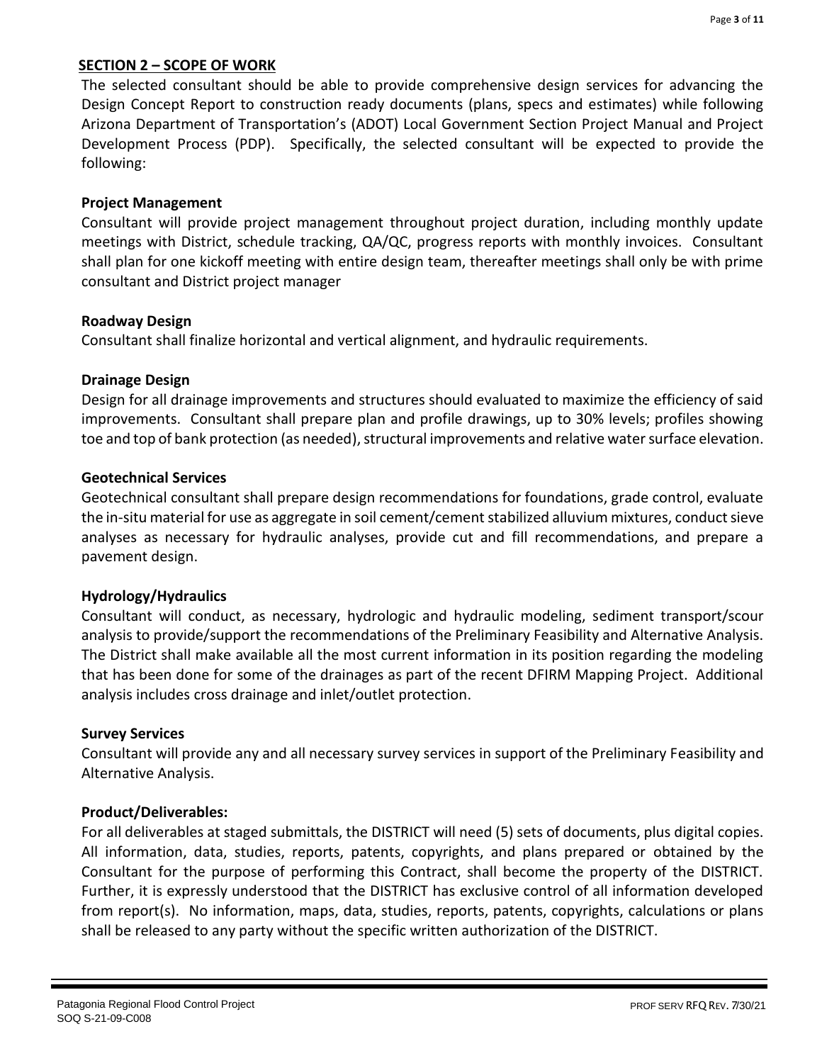## SECTION 2 – SCOPE OF WORK

The selected consultant should be able to provide comprehensive design services for advancing the Design Concept Report to construction ready documents (plans, specs and estimates) while following Arizona Department of Transportation's (ADOT) Local Government Section Project Manual and Project Development Process (PDP). Specifically, the selected consultant will be expected to provide the following:

**Project Management**

Consultant will provide project management throughout project duration, including monthly update meetings with District, schedule tracking, QA/QC, progress reports with monthly invoices. Consultant shall plan for one kickoff meeting with entire design team, thereafter meetings shall only be with prime consultant and District project manager

**Roadway Design**

Consultant shall finalize horizontal and vertical alignment, and hydraulic requirements.

**Drainage Design**

Design for all drainage improvements and structures should evaluated to maximize the efficiency of said improvements. Consultant shall prepare plan and profile drawings, up to 30% levels; profiles showing toe and top of bank protection (as needed), structural improvements and relative water surface elevation.

**Geotechnical Services**

Geotechnical consultant shall prepare design recommendations for foundations, grade control, evaluate the in-situ material for use as aggregate in soil cement/cement stabilized alluvium mixtures, conduct sieve analyses as necessary for hydraulic analyses, provide cut and fill recommendations, and prepare a pavement design.

**Hydrology/Hydraulics**

Consultant will conduct, as necessary, hydrologic and hydraulic modeling, sediment transport/scour analysis to provide/support the recommendations of the Preliminary Feasibility and Alternative Analysis. The District shall make available all the most current information in its position regarding the modeling that has been done for some of the drainages as part of the recent DFIRM Mapping Project. Additional analysis includes cross drainage and inlet/outlet protection.

**Survey Services**

Consultant will provide any and all necessary survey services in support of the Preliminary Feasibility and Alternative Analysis.

**Product/Deliverables:**

For all deliverables at staged submittals, the DISTRICT will need (5) sets of documents, plus digital copies. All information, data, studies, reports, patents, copyrights, and plans prepared or obtained by the Consultant for the purpose of performing this Contract, shall become the property of the DISTRICT. Further, it is expressly understood that the DISTRICT has exclusive control of all information developed from report(s). No information, maps, data, studies, reports, patents, copyrights, calculations or plans shall be released to any party without the specific written authorization of the DISTRICT.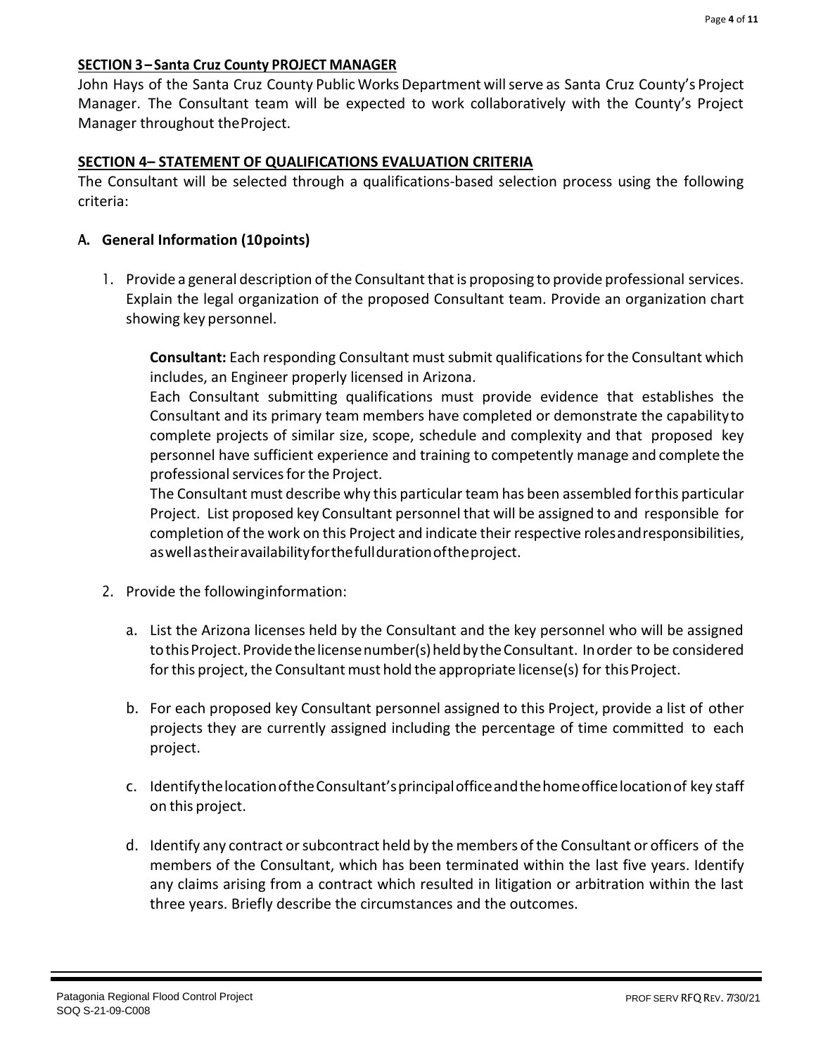## SECTION 3 – Santa Cruz County PROJECT MANAGER

John Hays of the Santa Cruz County Public Works Department will serve as Santa Cruz County's Project Manager. The Consultant team will be expected to work collaboratively with the County's Project Manager throughout the Project.

## SECTION 4– STATEMENT OF QUALIFICATIONS EVALUATION CRITERIA

The Consultant will be selected through a qualifications-based selection process using the following criteria:

### A. General Information (10 points)

1. Provide a general description of the Consultant that is proposing to provide professional services. Explain the legal organization of the proposed Consultant team. Provide an organization chart showing key personnel.

   **Consultant:** Each responding Consultant must submit qualifications for the Consultant which includes, an Engineer properly licensed in Arizona.

   Each Consultant submitting qualifications must provide evidence that establishes the Consultant and its primary team members have completed or demonstrate the capability to complete projects of similar size, scope, schedule and complexity and that proposed key personnel have sufficient experience and training to competently manage and complete the professional services for the Project.

   The Consultant must describe why this particular team has been assembled for this particular Project. List proposed key Consultant personnel that will be assigned to and responsible for completion of the work on this Project and indicate their respective roles and responsibilities, as well as their availability for the full duration of the project.

2. Provide the following information:

   a. List the Arizona licenses held by the Consultant and the key personnel who will be assigned to this Project. Provide the license number(s) held by the Consultant. In order to be considered for this project, the Consultant must hold the appropriate license(s) for this Project.

   b. For each proposed key Consultant personnel assigned to this Project, provide a list of other projects they are currently assigned including the percentage of time committed to each project.

   c. Identify the location of the Consultant's principal office and the home office location of key staff on this project.

   d. Identify any contract or subcontract held by the members of the Consultant or officers of the members of the Consultant, which has been terminated within the last five years. Identify any claims arising from a contract which resulted in litigation or arbitration within the last three years. Briefly describe the circumstances and the outcomes.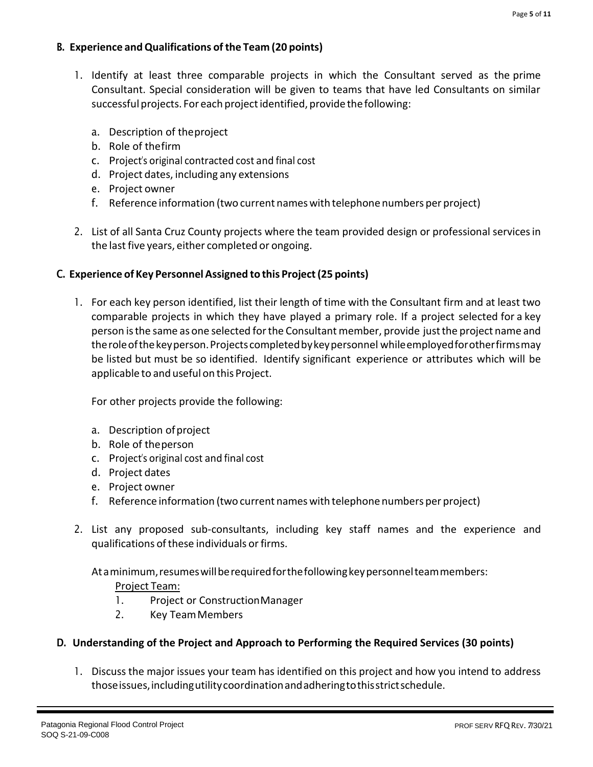### B. Experience and Qualifications of the Team (20 points)

1. Identify at least three comparable projects in which the Consultant served as the prime Consultant. Special consideration will be given to teams that have led Consultants on similar successful projects. For each project identified, provide the following:

   a. Description of the project
   b. Role of the firm
   c. Project's original contracted cost and final cost
   d. Project dates, including any extensions
   e. Project owner
   f. Reference information (two current names with telephone numbers per project)

2. List of all Santa Cruz County projects where the team provided design or professional services in the last five years, either completed or ongoing.

### C. Experience of Key Personnel Assigned to this Project (25 points)

1. For each key person identified, list their length of time with the Consultant firm and at least two comparable projects in which they have played a primary role. If a project selected for a key person is the same as one selected for the Consultant member, provide just the project name and the role of the key person. Projects completed by key personnel while employed for other firms may be listed but must be so identified. Identify significant experience or attributes which will be applicable to and useful on this Project.

   For other projects provide the following:

   a. Description of project
   b. Role of the person
   c. Project's original cost and final cost
   d. Project dates
   e. Project owner
   f. Reference information (two current names with telephone numbers per project)

2. List any proposed sub-consultants, including key staff names and the experience and qualifications of these individuals or firms.

   At a minimum, resumes will be required for the following key personnel team members:

   Project Team:

   1. Project or Construction Manager
   2. Key Team Members

### D. Understanding of the Project and Approach to Performing the Required Services (30 points)

1. Discuss the major issues your team has identified on this project and how you intend to address those issues, including utility coordination and adhering to this strict schedule.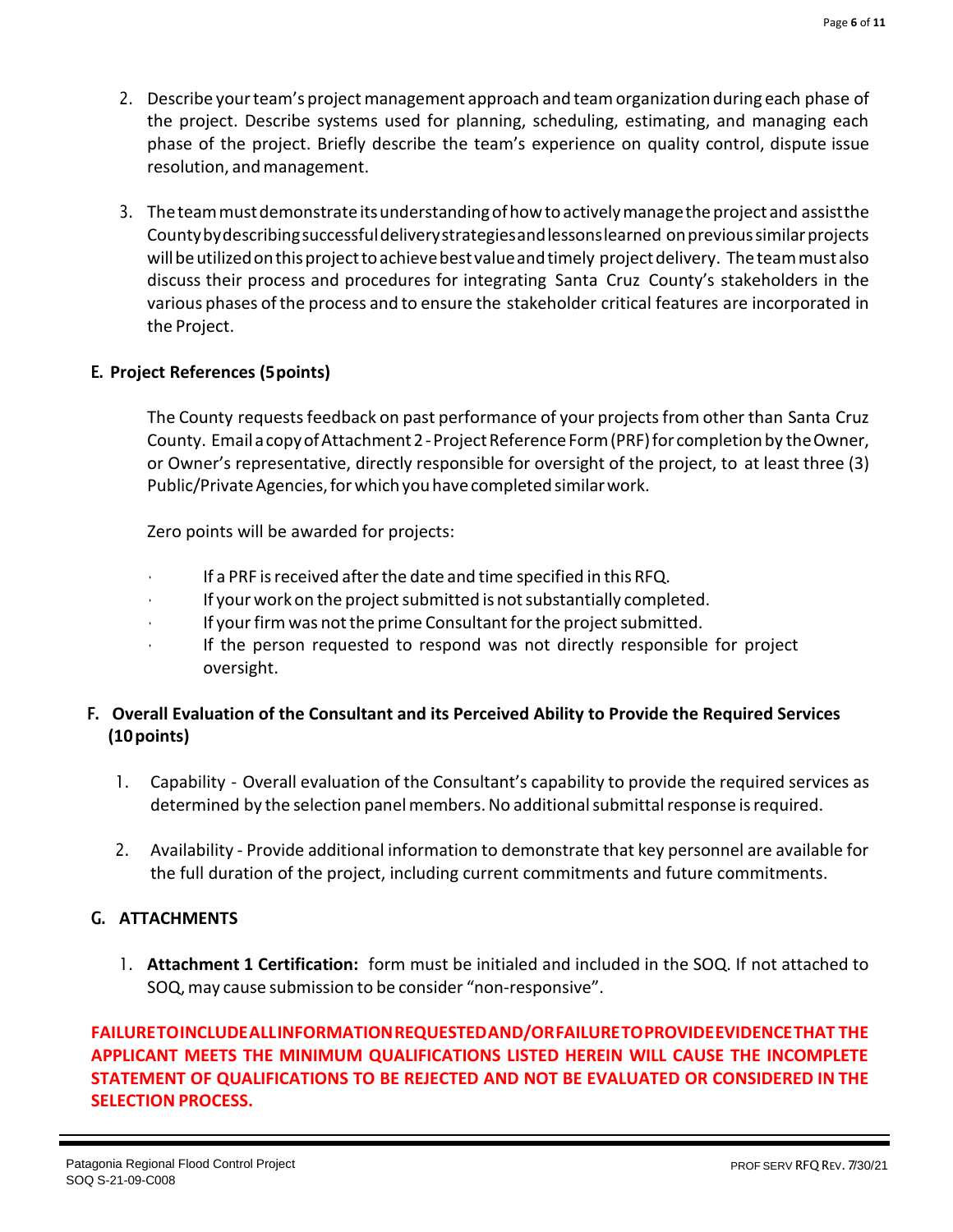2. Describe your team's project management approach and team organization during each phase of the project. Describe systems used for planning, scheduling, estimating, and managing each phase of the project. Briefly describe the team's experience on quality control, dispute issue resolution, and management.

3. The team must demonstrate its understanding of how to actively manage the project and assist the County by describing successful delivery strategies and lessons learned on previous similar projects will be utilized on this project to achieve best value and timely project delivery. The team must also discuss their process and procedures for integrating Santa Cruz County's stakeholders in the various phases of the process and to ensure the stakeholder critical features are incorporated in the Project.

### E. Project References (5 points)

The County requests feedback on past performance of your projects from other than Santa Cruz County. Email a copy of Attachment 2 - Project Reference Form (PRF) for completion by the Owner, or Owner's representative, directly responsible for oversight of the project, to at least three (3) Public/Private Agencies, for which you have completed similar work.

Zero points will be awarded for projects:

- If a PRF is received after the date and time specified in this RFQ.
- If your work on the project submitted is not substantially completed.
- If your firm was not the prime Consultant for the project submitted.
- If the person requested to respond was not directly responsible for project oversight.

### F. Overall Evaluation of the Consultant and its Perceived Ability to Provide the Required Services (10 points)

1. Capability - Overall evaluation of the Consultant's capability to provide the required services as determined by the selection panel members. No additional submittal response is required.

2. Availability - Provide additional information to demonstrate that key personnel are available for the full duration of the project, including current commitments and future commitments.

### G. ATTACHMENTS

1. **Attachment 1 Certification:** form must be initialed and included in the SOQ. If not attached to SOQ, may cause submission to be consider "non-responsive".

**FAILURE TO INCLUDE ALL INFORMATION REQUESTED AND/OR FAILURE TO PROVIDE EVIDENCE THAT THE APPLICANT MEETS THE MINIMUM QUALIFICATIONS LISTED HEREIN WILL CAUSE THE INCOMPLETE STATEMENT OF QUALIFICATIONS TO BE REJECTED AND NOT BE EVALUATED OR CONSIDERED IN THE SELECTION PROCESS.**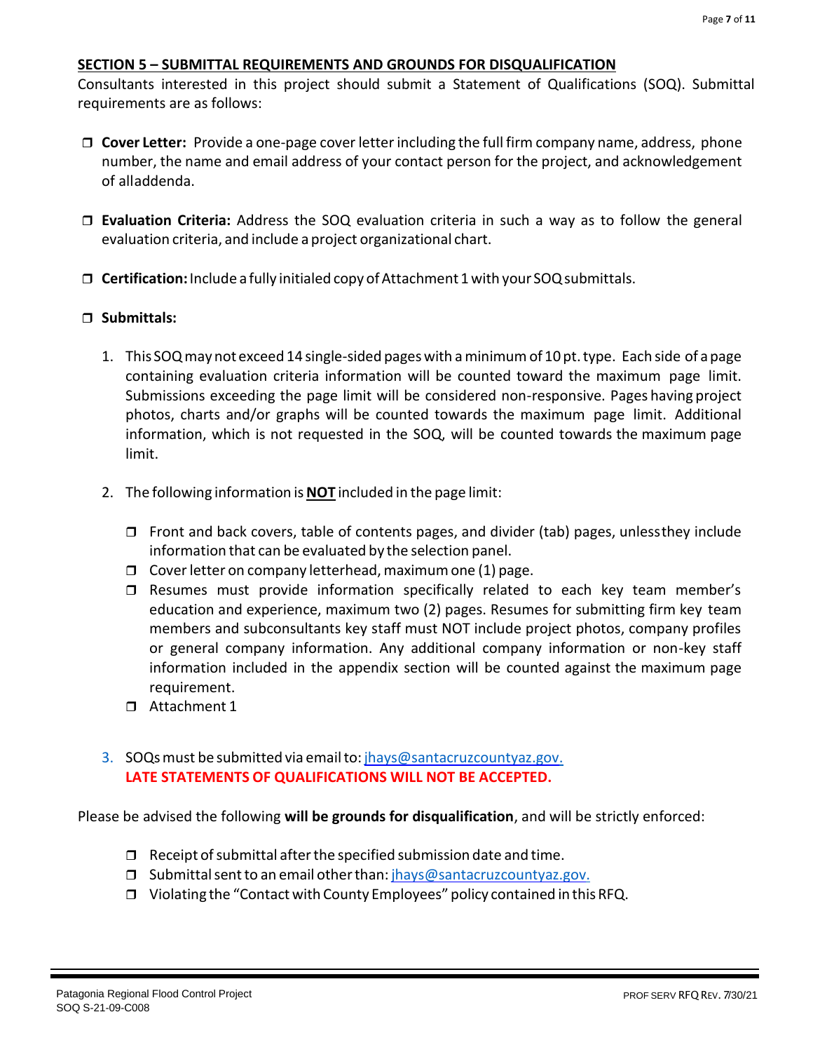## SECTION 5 – SUBMITTAL REQUIREMENTS AND GROUNDS FOR DISQUALIFICATION

Consultants interested in this project should submit a Statement of Qualifications (SOQ). Submittal requirements are as follows:

- ❒ **Cover Letter:** Provide a one-page cover letter including the full firm company name, address, phone number, the name and email address of your contact person for the project, and acknowledgement of alladdenda.

- ❒ **Evaluation Criteria:** Address the SOQ evaluation criteria in such a way as to follow the general evaluation criteria, and include a project organizational chart.

- ❒ **Certification:** Include a fully initialed copy of Attachment 1 with your SOQ submittals.

- ❒ **Submittals:**

  1. This SOQ may not exceed 14 single-sided pages with a minimum of 10 pt. type. Each side of a page containing evaluation criteria information will be counted toward the maximum page limit. Submissions exceeding the page limit will be considered non-responsive. Pages having project photos, charts and/or graphs will be counted towards the maximum page limit. Additional information, which is not requested in the SOQ, will be counted towards the maximum page limit.

  2. The following information is **NOT** included in the page limit:

     - ❒ Front and back covers, table of contents pages, and divider (tab) pages, unlessthey include information that can be evaluated by the selection panel.
     - ❒ Cover letter on company letterhead, maximum one (1) page.
     - ❒ Resumes must provide information specifically related to each key team member's education and experience, maximum two (2) pages. Resumes for submitting firm key team members and subconsultants key staff must NOT include project photos, company profiles or general company information. Any additional company information or non-key staff information included in the appendix section will be counted against the maximum page requirement.
     - ❒ Attachment 1

  3. SOQs must be submitted via email to: jhays@santacruzcountyaz.gov.
     **LATE STATEMENTS OF QUALIFICATIONS WILL NOT BE ACCEPTED.**

Please be advised the following **will be grounds for disqualification**, and will be strictly enforced:

- ❒ Receipt of submittal after the specified submission date and time.
- ❒ Submittal sent to an email other than: jhays@santacruzcountyaz.gov.
- ❒ Violating the "Contact with County Employees" policy contained in this RFQ.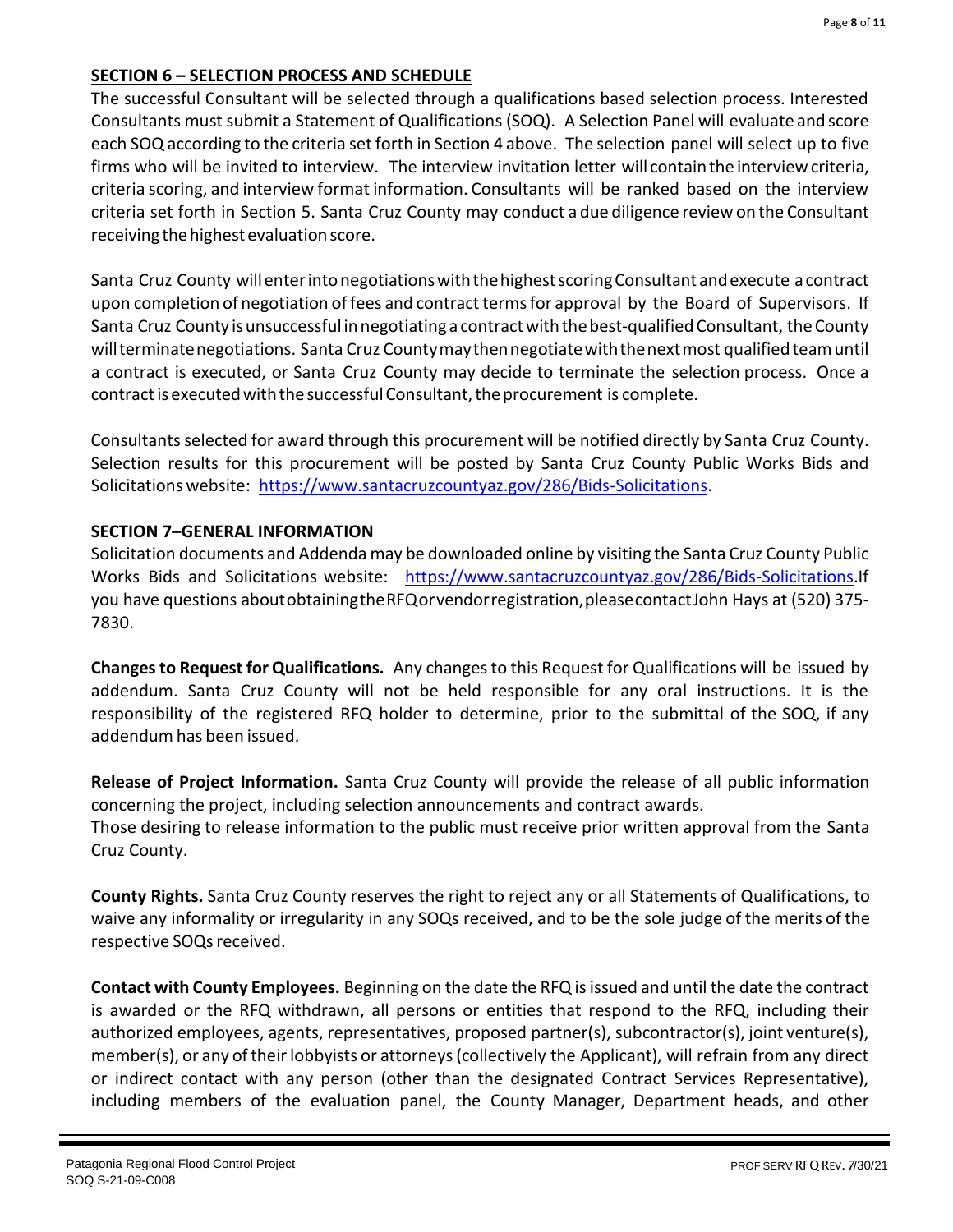## SECTION 6 – SELECTION PROCESS AND SCHEDULE

The successful Consultant will be selected through a qualifications based selection process. Interested Consultants must submit a Statement of Qualifications (SOQ). A Selection Panel will evaluate and score each SOQ according to the criteria set forth in Section 4 above. The selection panel will select up to five firms who will be invited to interview. The interview invitation letter will contain the interview criteria, criteria scoring, and interview format information. Consultants will be ranked based on the interview criteria set forth in Section 5. Santa Cruz County may conduct a due diligence review on the Consultant receiving the highest evaluation score.

Santa Cruz County will enter into negotiations with the highest scoring Consultant and execute a contract upon completion of negotiation of fees and contract terms for approval by the Board of Supervisors. If Santa Cruz County is unsuccessful in negotiating a contract with the best-qualified Consultant, the County will terminate negotiations. Santa Cruz County may then negotiate with the next most qualified team until a contract is executed, or Santa Cruz County may decide to terminate the selection process. Once a contract is executed with the successful Consultant, the procurement is complete.

Consultants selected for award through this procurement will be notified directly by Santa Cruz County. Selection results for this procurement will be posted by Santa Cruz County Public Works Bids and Solicitations website: https://www.santacruzcountyaz.gov/286/Bids-Solicitations.

## SECTION 7–GENERAL INFORMATION

Solicitation documents and Addenda may be downloaded online by visiting the Santa Cruz County Public Works Bids and Solicitations website: https://www.santacruzcountyaz.gov/286/Bids-Solicitations.If you have questions about obtaining the RFQ or vendor registration, please contact John Hays at (520) 375-7830.

**Changes to Request for Qualifications.** Any changes to this Request for Qualifications will be issued by addendum. Santa Cruz County will not be held responsible for any oral instructions. It is the responsibility of the registered RFQ holder to determine, prior to the submittal of the SOQ, if any addendum has been issued.

**Release of Project Information.** Santa Cruz County will provide the release of all public information concerning the project, including selection announcements and contract awards.
Those desiring to release information to the public must receive prior written approval from the Santa Cruz County.

**County Rights.** Santa Cruz County reserves the right to reject any or all Statements of Qualifications, to waive any informality or irregularity in any SOQs received, and to be the sole judge of the merits of the respective SOQs received.

**Contact with County Employees.** Beginning on the date the RFQ is issued and until the date the contract is awarded or the RFQ withdrawn, all persons or entities that respond to the RFQ, including their authorized employees, agents, representatives, proposed partner(s), subcontractor(s), joint venture(s), member(s), or any of their lobbyists or attorneys (collectively the Applicant), will refrain from any direct or indirect contact with any person (other than the designated Contract Services Representative), including members of the evaluation panel, the County Manager, Department heads, and other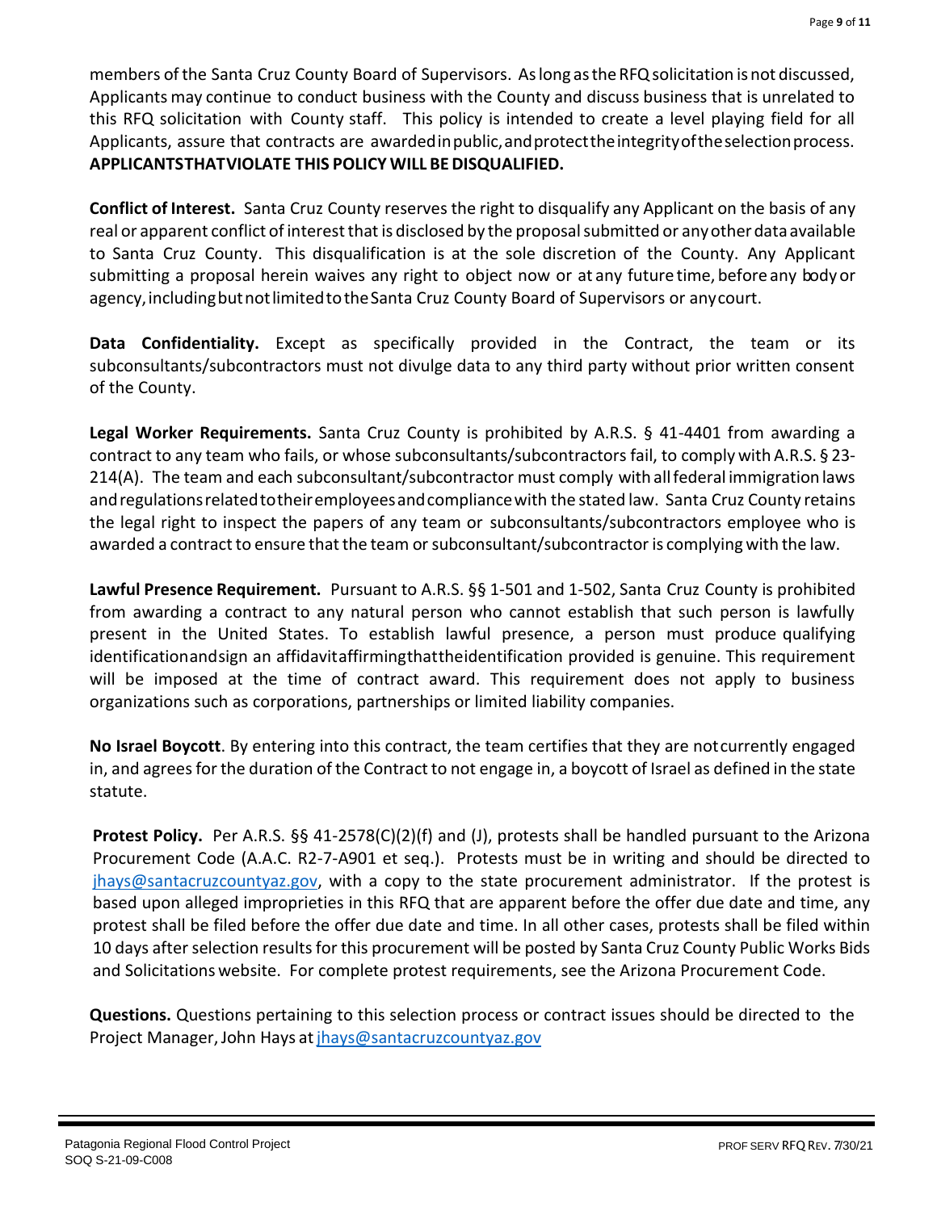members of the Santa Cruz County Board of Supervisors. As long as the RFQ solicitation is not discussed, Applicants may continue to conduct business with the County and discuss business that is unrelated to this RFQ solicitation with County staff. This policy is intended to create a level playing field for all Applicants, assure that contracts are awarded in public, and protect the integrity of the selection process. **APPLICANTS THAT VIOLATE THIS POLICY WILL BE DISQUALIFIED.**

**Conflict of Interest.** Santa Cruz County reserves the right to disqualify any Applicant on the basis of any real or apparent conflict of interest that is disclosed by the proposal submitted or any other data available to Santa Cruz County. This disqualification is at the sole discretion of the County. Any Applicant submitting a proposal herein waives any right to object now or at any future time, before any body or agency, including but not limited to the Santa Cruz County Board of Supervisors or any court.

**Data Confidentiality.** Except as specifically provided in the Contract, the team or its subconsultants/subcontractors must not divulge data to any third party without prior written consent of the County.

**Legal Worker Requirements.** Santa Cruz County is prohibited by A.R.S. § 41-4401 from awarding a contract to any team who fails, or whose subconsultants/subcontractors fail, to comply with A.R.S. § 23-214(A). The team and each subconsultant/subcontractor must comply with all federal immigration laws and regulations related to their employees and compliance with the stated law. Santa Cruz County retains the legal right to inspect the papers of any team or subconsultants/subcontractors employee who is awarded a contract to ensure that the team or subconsultant/subcontractor is complying with the law.

**Lawful Presence Requirement.** Pursuant to A.R.S. §§ 1-501 and 1-502, Santa Cruz County is prohibited from awarding a contract to any natural person who cannot establish that such person is lawfully present in the United States. To establish lawful presence, a person must produce qualifying identification and sign an affidavit affirming that the identification provided is genuine. This requirement will be imposed at the time of contract award. This requirement does not apply to business organizations such as corporations, partnerships or limited liability companies.

**No Israel Boycott**. By entering into this contract, the team certifies that they are not currently engaged in, and agrees for the duration of the Contract to not engage in, a boycott of Israel as defined in the state statute.

**Protest Policy.** Per A.R.S. §§ 41-2578(C)(2)(f) and (J), protests shall be handled pursuant to the Arizona Procurement Code (A.A.C. R2-7-A901 et seq.). Protests must be in writing and should be directed to jhays@santacruzcountyaz.gov, with a copy to the state procurement administrator. If the protest is based upon alleged improprieties in this RFQ that are apparent before the offer due date and time, any protest shall be filed before the offer due date and time. In all other cases, protests shall be filed within 10 days after selection results for this procurement will be posted by Santa Cruz County Public Works Bids and Solicitations website. For complete protest requirements, see the Arizona Procurement Code.

**Questions.** Questions pertaining to this selection process or contract issues should be directed to the Project Manager, John Hays at jhays@santacruzcountyaz.gov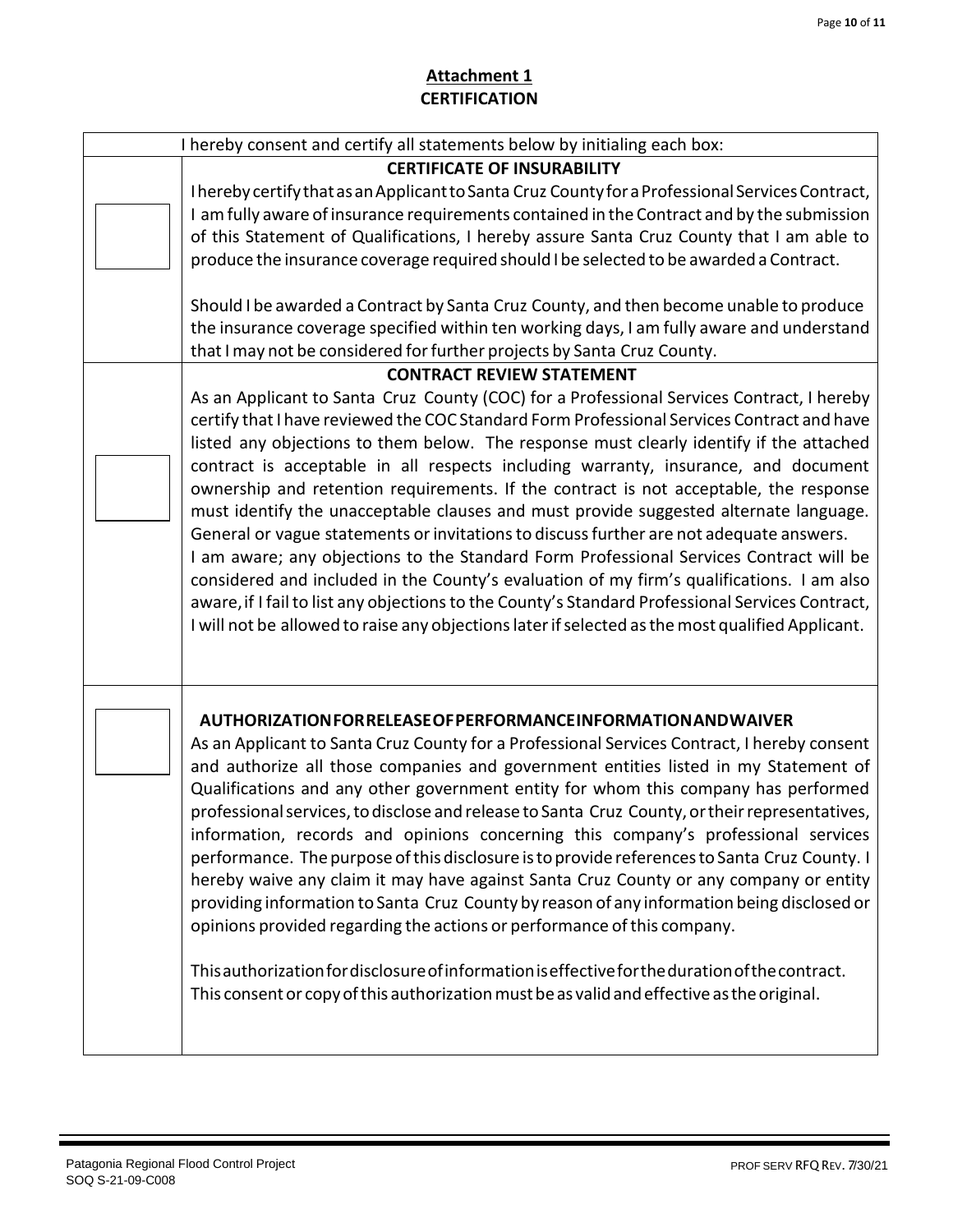## Attachment 1
## CERTIFICATION

| I hereby consent and certify all statements below by initialing each box: | |
|---|---|
| | **CERTIFICATE OF INSURABILITY**<br>I hereby certify that as an Applicant to Santa Cruz County for a Professional Services Contract, I am fully aware of insurance requirements contained in the Contract and by the submission of this Statement of Qualifications, I hereby assure Santa Cruz County that I am able to produce the insurance coverage required should I be selected to be awarded a Contract.<br><br>Should I be awarded a Contract by Santa Cruz County, and then become unable to produce the insurance coverage specified within ten working days, I am fully aware and understand that I may not be considered for further projects by Santa Cruz County. |
| | **CONTRACT REVIEW STATEMENT**<br>As an Applicant to Santa Cruz County (COC) for a Professional Services Contract, I hereby certify that I have reviewed the COC Standard Form Professional Services Contract and have listed any objections to them below. The response must clearly identify if the attached contract is acceptable in all respects including warranty, insurance, and document ownership and retention requirements. If the contract is not acceptable, the response must identify the unacceptable clauses and must provide suggested alternate language. General or vague statements or invitations to discuss further are not adequate answers.<br>I am aware; any objections to the Standard Form Professional Services Contract will be considered and included in the County's evaluation of my firm's qualifications. I am also aware, if I fail to list any objections to the County's Standard Professional Services Contract, I will not be allowed to raise any objections later if selected as the most qualified Applicant. |
| | **AUTHORIZATION FOR RELEASE OF PERFORMANCE INFORMATION AND WAIVER**<br>As an Applicant to Santa Cruz County for a Professional Services Contract, I hereby consent and authorize all those companies and government entities listed in my Statement of Qualifications and any other government entity for whom this company has performed professional services, to disclose and release to Santa Cruz County, or their representatives, information, records and opinions concerning this company's professional services performance. The purpose of this disclosure is to provide references to Santa Cruz County. I hereby waive any claim it may have against Santa Cruz County or any company or entity providing information to Santa Cruz County by reason of any information being disclosed or opinions provided regarding the actions or performance of this company.<br><br>This authorization for disclosure of information is effective for the duration of the contract. This consent or copy of this authorization must be as valid and effective as the original. |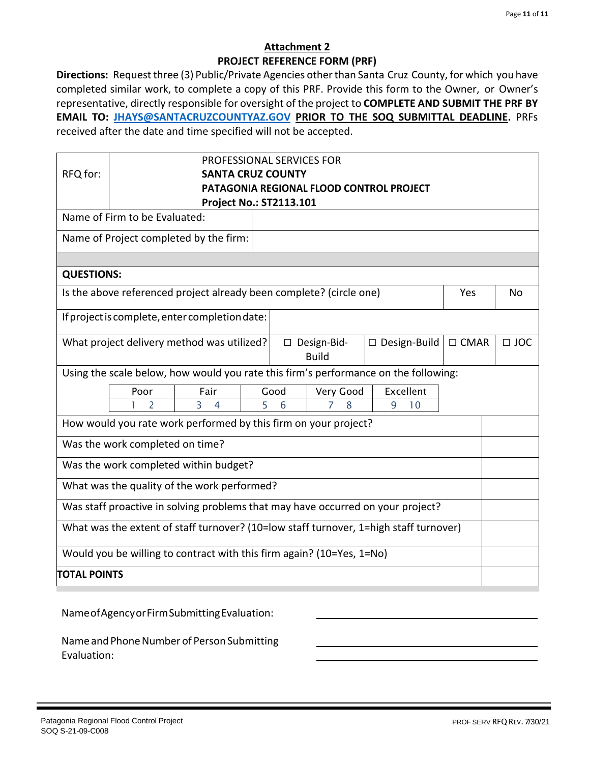## Attachment 2

### PROJECT REFERENCE FORM (PRF)

**Directions:** Request three (3) Public/Private Agencies other than Santa Cruz County, for which you have completed similar work, to complete a copy of this PRF. Provide this form to the Owner, or Owner's representative, directly responsible for oversight of the project to **COMPLETE AND SUBMIT THE PRF BY EMAIL TO: JHAYS@SANTACRUZCOUNTYAZ.GOV PRIOR TO THE SOQ SUBMITTAL DEADLINE.** PRFs received after the date and time specified will not be accepted.

| | |
|---|---|
| RFQ for: | PROFESSIONAL SERVICES FOR<br>**SANTA CRUZ COUNTY**<br>**PATAGONIA REGIONAL FLOOD CONTROL PROJECT**<br>**Project No.: ST2113.101** |
| Name of Firm to be Evaluated: | |
| Name of Project completed by the firm: | |

| | | | | |
|---|---|---|---|---|
| **QUESTIONS:** | | | | |
| Is the above referenced project already been complete? (circle one) | | | Yes | No |
| If project is complete, enter completion date: | | | | |
| What project delivery method was utilized? | ☐ Design-Bid-Build | ☐ Design-Build | ☐ CMAR | ☐ JOC |

Using the scale below, how would you rate this firm's performance on the following:

| Poor | Fair | Good | Very Good | Excellent |
|---|---|---|---|---|
| 1 2 | 3 4 | 5 6 | 7 8 | 9 10 |

| | |
|---|---|
| How would you rate work performed by this firm on your project? | |
| Was the work completed on time? | |
| Was the work completed within budget? | |
| What was the quality of the work performed? | |
| Was staff proactive in solving problems that may have occurred on your project? | |
| What was the extent of staff turnover? (10=low staff turnover, 1=high staff turnover) | |
| Would you be willing to contract with this firm again? (10=Yes, 1=No) | |
| **TOTAL POINTS** | |

Name of Agency or Firm Submitting Evaluation: ______________________________

Name and Phone Number of Person Submitting Evaluation: ______________________________

______________________________